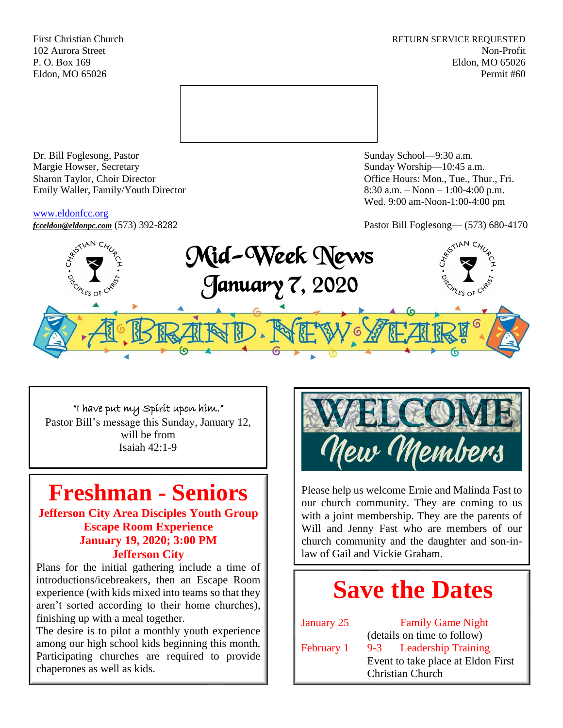First Christian Church
102 Aurora Street
P. O. Box 169
Eldon, MO 65026

RETURN SERVICE REQUESTED
Non-Profit
Eldon, MO 65026
Permit #60

Dr. Bill Foglesong, Pastor
Margie Howser, Secretary
Sharon Taylor, Choir Director
Emily Waller, Family/Youth Director

www.eldonfcc.org
*fcceldon@eldonpc.com* (573) 392-8282

Sunday School—9:30 a.m.
Sunday Worship—10:45 a.m.
Office Hours: Mon., Tue., Thur., Fri.
8:30 a.m. – Noon – 1:00-4:00 p.m.
Wed. 9:00 am-Noon-1:00-4:00 pm

Pastor Bill Foglesong— (573) 680-4170

# Mid-Week News
## January 7, 2020

A BRAND NEW YEAR!

"I have put my Spirit upon him."
Pastor Bill's message this Sunday, January 12, will be from
Isaiah 42:1-9

## Freshman - Seniors

**Jefferson City Area Disciples Youth Group**
**Escape Room Experience**
**January 19, 2020; 3:00 PM**
**Jefferson City**

Plans for the initial gathering include a time of introductions/icebreakers, then an Escape Room experience (with kids mixed into teams so that they aren't sorted according to their home churches), finishing up with a meal together.
The desire is to pilot a monthly youth experience among our high school kids beginning this month. Participating churches are required to provide chaperones as well as kids.

## WELCOME New Members

Please help us welcome Ernie and Malinda Fast to our church community. They are coming to us with a joint membership. They are the parents of Will and Jenny Fast who are members of our church community and the daughter and son-in-law of Gail and Vickie Graham.

## Save the Dates

January 25 — Family Game Night
(details on time to follow)

February 1 — 9-3 Leadership Training
Event to take place at Eldon First Christian Church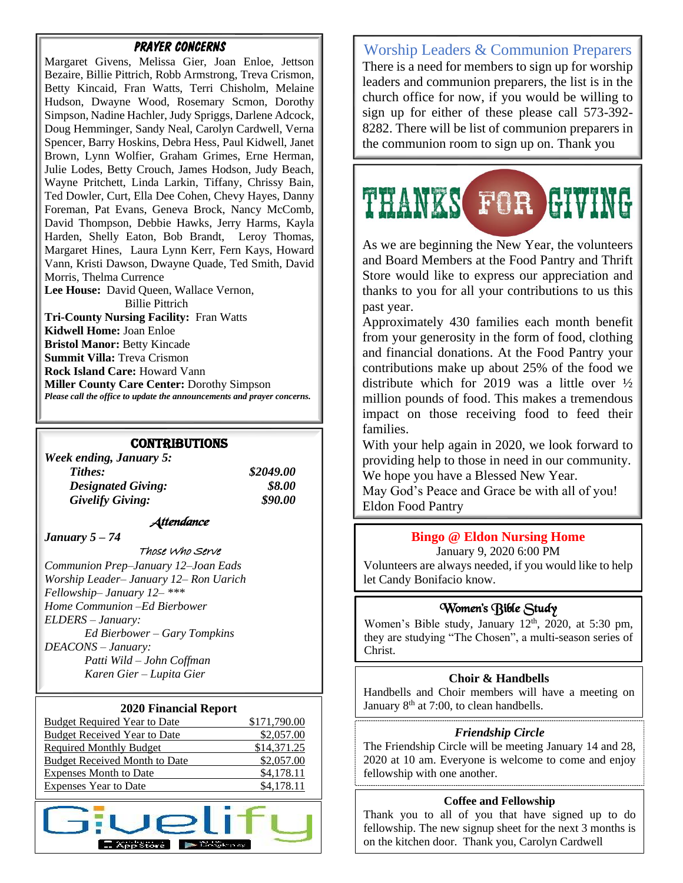## PRAYER CONCERNS

Margaret Givens, Melissa Gier, Joan Enloe, Jettson Bezaire, Billie Pittrich, Robb Armstrong, Treva Crismon, Betty Kincaid, Fran Watts, Terri Chisholm, Melaine Hudson, Dwayne Wood, Rosemary Scmon, Dorothy Simpson, Nadine Hachler, Judy Spriggs, Darlene Adcock, Doug Hemminger, Sandy Neal, Carolyn Cardwell, Verna Spencer, Barry Hoskins, Debra Hess, Paul Kidwell, Janet Brown, Lynn Wolfier, Graham Grimes, Erne Herman, Julie Lodes, Betty Crouch, James Hodson, Judy Beach, Wayne Pritchett, Linda Larkin, Tiffany, Chrissy Bain, Ted Dowler, Curt, Ella Dee Cohen, Chevy Hayes, Danny Foreman, Pat Evans, Geneva Brock, Nancy McComb, David Thompson, Debbie Hawks, Jerry Harms, Kayla Harden, Shelly Eaton, Bob Brandt, Leroy Thomas, Margaret Hines, Laura Lynn Kerr, Fern Kays, Howard Vann, Kristi Dawson, Dwayne Quade, Ted Smith, David Morris, Thelma Currence

**Lee House:** David Queen, Wallace Vernon, Billie Pittrich
**Tri-County Nursing Facility:** Fran Watts
**Kidwell Home:** Joan Enloe
**Bristol Manor:** Betty Kincade
**Summit Villa:** Treva Crismon
**Rock Island Care:** Howard Vann
**Miller County Care Center:** Dorothy Simpson

***Please call the office to update the announcements and prayer concerns.***

## CONTRIBUTIONS

***Week ending, January 5:***

| | |
|---|---|
| ***Tithes:*** | ***$2049.00*** |
| ***Designated Giving:*** | ***$8.00*** |
| ***Givelify Giving:*** | ***$90.00*** |

### *Attendance*

***January 5 – 74***

*Those Who Serve*

*Communion Prep–January 12–Joan Eads*
*Worship Leader– January 12– Ron Uarich*
*Fellowship– January 12– \*\*\**
*Home Communion –Ed Bierbower*
*ELDERS – January:*
*Ed Bierbower – Gary Tompkins*
*DEACONS – January:*
*Patti Wild – John Coffman*
*Karen Gier – Lupita Gier*

## 2020 Financial Report

| | |
|---|---|
| Budget Required Year to Date | $171,790.00 |
| Budget Received Year to Date | $2,057.00 |
| Required Monthly Budget | $14,371.25 |
| Budget Received Month to Date | $2,057.00 |
| Expenses Month to Date | $4,178.11 |
| Expenses Year to Date | $4,178.11 |

Givelify

## Worship Leaders & Communion Preparers

There is a need for members to sign up for worship leaders and communion preparers, the list is in the church office for now, if you would be willing to sign up for either of these please call 573-392-8282. There will be list of communion preparers in the communion room to sign up on. Thank you

## THANKS FOR GIVING

As we are beginning the New Year, the volunteers and Board Members at the Food Pantry and Thrift Store would like to express our appreciation and thanks to you for all your contributions to us this past year.

Approximately 430 families each month benefit from your generosity in the form of food, clothing and financial donations. At the Food Pantry your contributions make up about 25% of the food we distribute which for 2019 was a little over ½ million pounds of food. This makes a tremendous impact on those receiving food to feed their families.

With your help again in 2020, we look forward to providing help to those in need in our community. We hope you have a Blessed New Year.
May God's Peace and Grace be with all of you!
Eldon Food Pantry

## Bingo @ Eldon Nursing Home

January 9, 2020 6:00 PM
Volunteers are always needed, if you would like to help let Candy Bonifacio know.

## Women's Bible Study

Women's Bible study, January 12th, 2020, at 5:30 pm, they are studying "The Chosen", a multi-season series of Christ.

## Choir & Handbells

Handbells and Choir members will have a meeting on January 8th at 7:00, to clean handbells.

## *Friendship Circle*

The Friendship Circle will be meeting January 14 and 28, 2020 at 10 am. Everyone is welcome to come and enjoy fellowship with one another.

## Coffee and Fellowship

Thank you to all of you that have signed up to do fellowship. The new signup sheet for the next 3 months is on the kitchen door. Thank you, Carolyn Cardwell